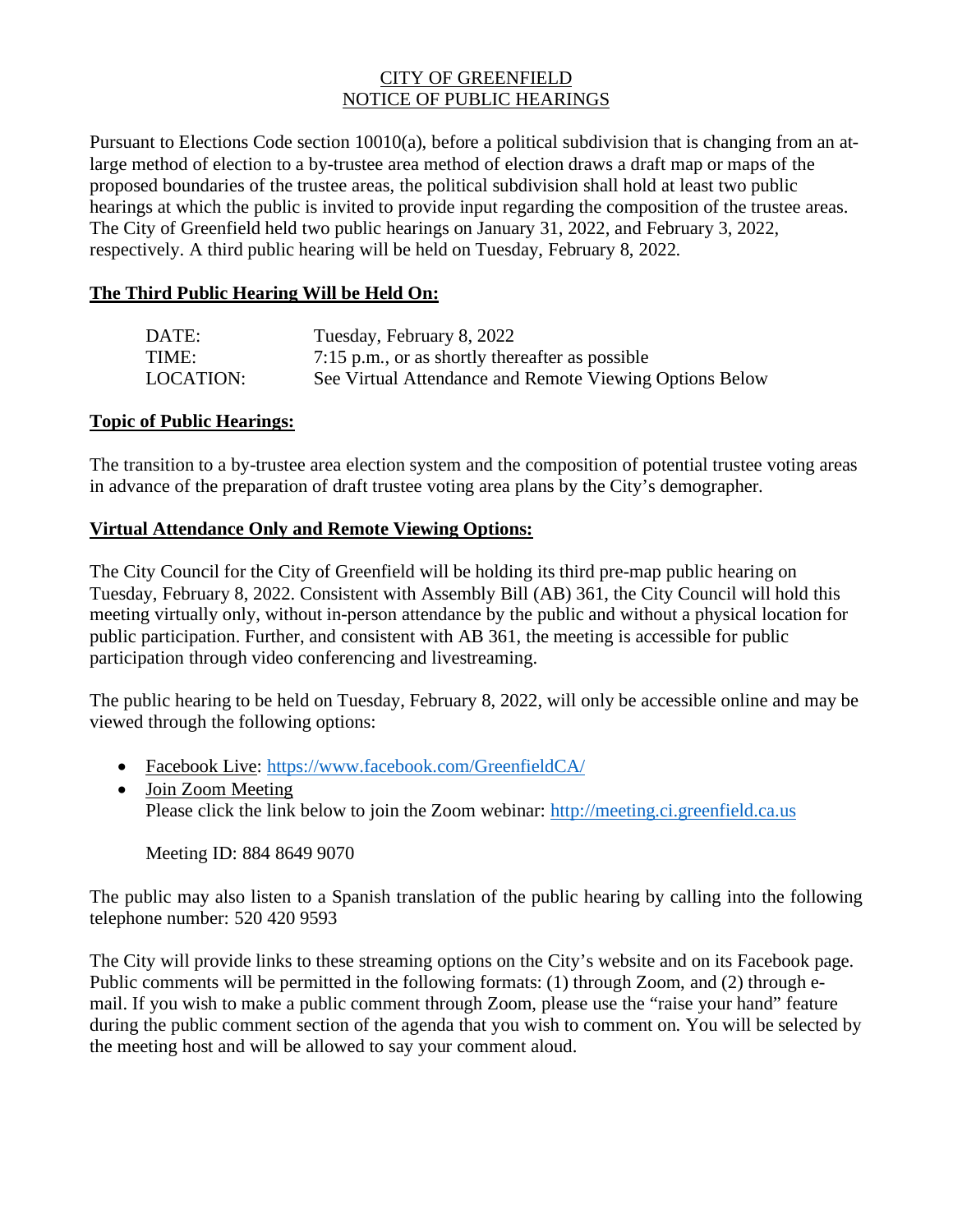# CITY OF GREENFIELD
# NOTICE OF PUBLIC HEARINGS

Pursuant to Elections Code section 10010(a), before a political subdivision that is changing from an at-large method of election to a by-trustee area method of election draws a draft map or maps of the proposed boundaries of the trustee areas, the political subdivision shall hold at least two public hearings at which the public is invited to provide input regarding the composition of the trustee areas. The City of Greenfield held two public hearings on January 31, 2022, and February 3, 2022, respectively. A third public hearing will be held on Tuesday, February 8, 2022.

## The Third Public Hearing Will be Held On:

| | |
|---|---|
| DATE: | Tuesday, February 8, 2022 |
| TIME: | 7:15 p.m., or as shortly thereafter as possible |
| LOCATION: | See Virtual Attendance and Remote Viewing Options Below |

## Topic of Public Hearings:

The transition to a by-trustee area election system and the composition of potential trustee voting areas in advance of the preparation of draft trustee voting area plans by the City's demographer.

## Virtual Attendance Only and Remote Viewing Options:

The City Council for the City of Greenfield will be holding its third pre-map public hearing on Tuesday, February 8, 2022. Consistent with Assembly Bill (AB) 361, the City Council will hold this meeting virtually only, without in-person attendance by the public and without a physical location for public participation. Further, and consistent with AB 361, the meeting is accessible for public participation through video conferencing and livestreaming.

The public hearing to be held on Tuesday, February 8, 2022, will only be accessible online and may be viewed through the following options:

- Facebook Live: https://www.facebook.com/GreenfieldCA/
- Join Zoom Meeting
  Please click the link below to join the Zoom webinar: http://meeting.ci.greenfield.ca.us

  Meeting ID: 884 8649 9070

The public may also listen to a Spanish translation of the public hearing by calling into the following telephone number: 520 420 9593

The City will provide links to these streaming options on the City's website and on its Facebook page. Public comments will be permitted in the following formats: (1) through Zoom, and (2) through e-mail. If you wish to make a public comment through Zoom, please use the "raise your hand" feature during the public comment section of the agenda that you wish to comment on. You will be selected by the meeting host and will be allowed to say your comment aloud.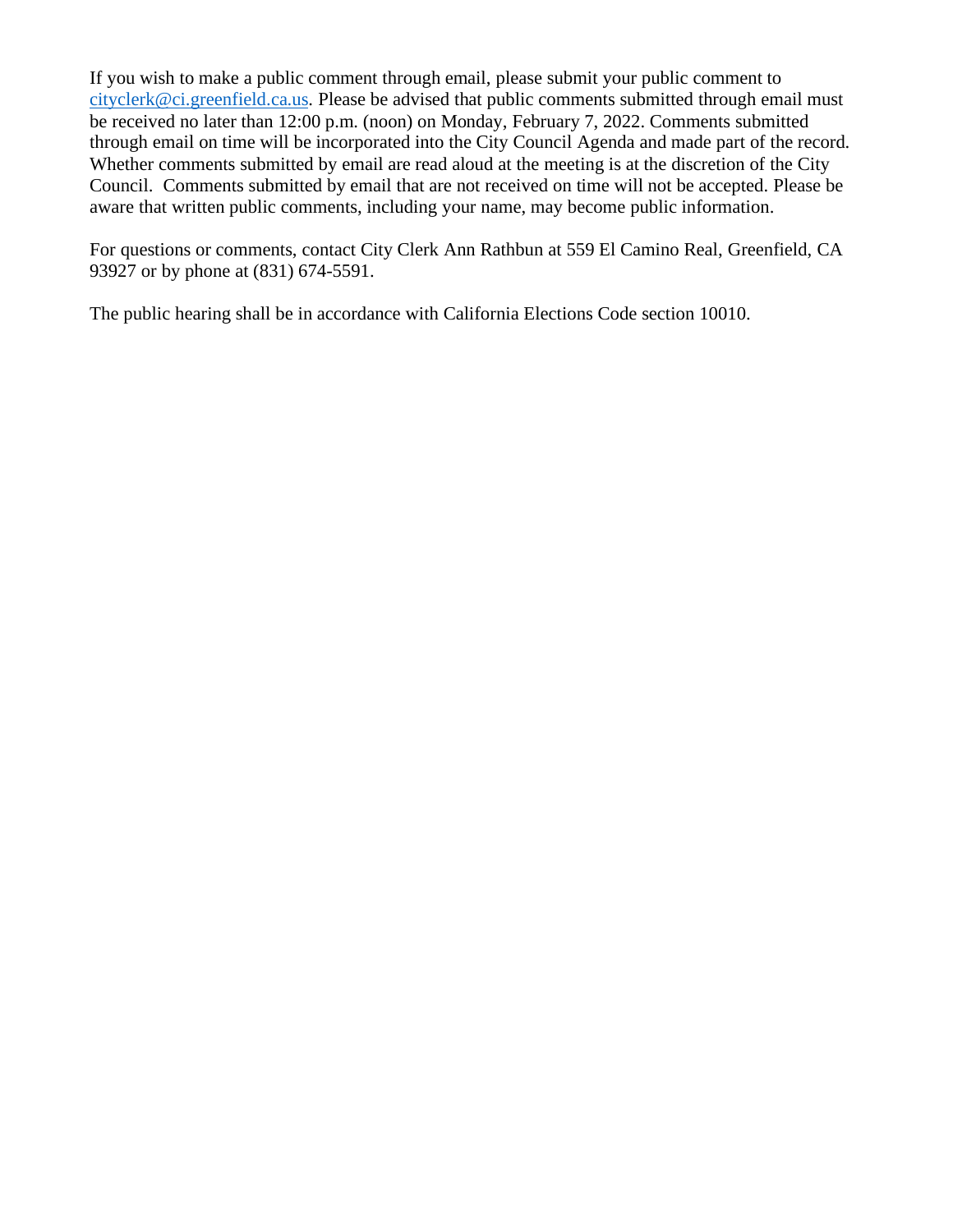If you wish to make a public comment through email, please submit your public comment to cityclerk@ci.greenfield.ca.us. Please be advised that public comments submitted through email must be received no later than 12:00 p.m. (noon) on Monday, February 7, 2022. Comments submitted through email on time will be incorporated into the City Council Agenda and made part of the record. Whether comments submitted by email are read aloud at the meeting is at the discretion of the City Council. Comments submitted by email that are not received on time will not be accepted. Please be aware that written public comments, including your name, may become public information.

For questions or comments, contact City Clerk Ann Rathbun at 559 El Camino Real, Greenfield, CA 93927 or by phone at (831) 674-5591.

The public hearing shall be in accordance with California Elections Code section 10010.